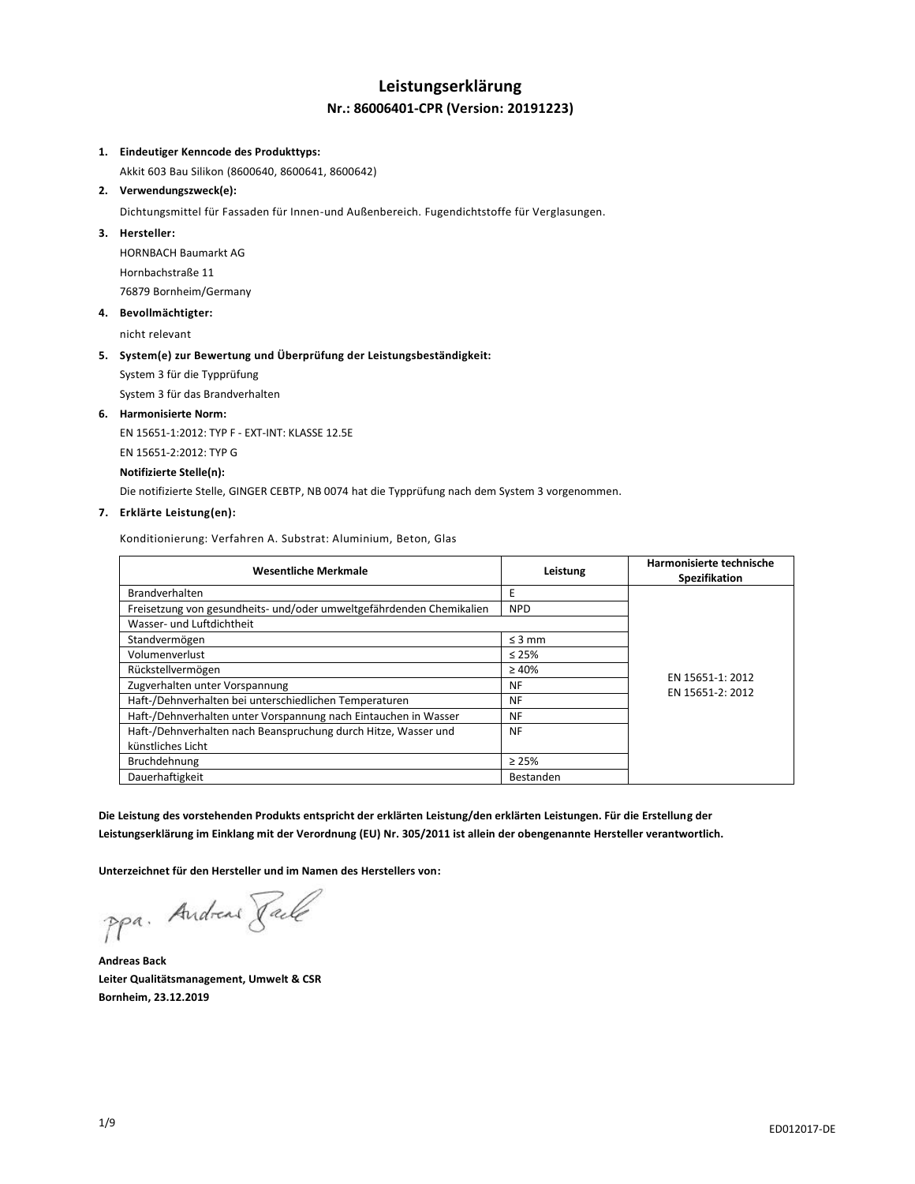# Leistungserklärung

## Nr.: 86006401-CPR (Version: 20191223)

1. **Eindeutiger Kenncode des Produkttyps:**

   Akkit 603 Bau Silikon (8600640, 8600641, 8600642)

2. **Verwendungszweck(e):**

   Dichtungsmittel für Fassaden für Innen-und Außenbereich. Fugendichtstoffe für Verglasungen.

3. **Hersteller:**

   HORNBACH Baumarkt AG

   Hornbachstraße 11

   76879 Bornheim/Germany

4. **Bevollmächtigter:**

   nicht relevant

5. **System(e) zur Bewertung und Überprüfung der Leistungsbeständigkeit:**

   System 3 für die Typprüfung

   System 3 für das Brandverhalten

6. **Harmonisierte Norm:**

   EN 15651-1:2012: TYP F - EXT-INT: KLASSE 12.5E

   EN 15651-2:2012: TYP G

   **Notifizierte Stelle(n):**

   Die notifizierte Stelle, GINGER CEBTP, NB 0074 hat die Typprüfung nach dem System 3 vorgenommen.

7. **Erklärte Leistung(en):**

   Konditionierung: Verfahren A. Substrat: Aluminium, Beton, Glas

| Wesentliche Merkmale | Leistung | Harmonisierte technische Spezifikation |
|---|---|---|
| Brandverhalten | E | EN 15651-1: 2012<br>EN 15651-2: 2012 |
| Freisetzung von gesundheits- und/oder umweltgefährdenden Chemikalien | NPD | |
| Wasser- und Luftdichtheit | | |
| Standvermögen | ≤ 3 mm | |
| Volumenverlust | ≤ 25% | |
| Rückstellvermögen | ≥ 40% | |
| Zugverhalten unter Vorspannung | NF | |
| Haft-/Dehnverhalten bei unterschiedlichen Temperaturen | NF | |
| Haft-/Dehnverhalten unter Vorspannung nach Eintauchen in Wasser | NF | |
| Haft-/Dehnverhalten nach Beanspruchung durch Hitze, Wasser und künstliches Licht | NF | |
| Bruchdehnung | ≥ 25% | |
| Dauerhaftigkeit | Bestanden | |

**Die Leistung des vorstehenden Produkts entspricht der erklärten Leistung/den erklärten Leistungen. Für die Erstellung der Leistungserklärung im Einklang mit der Verordnung (EU) Nr. 305/2011 ist allein der obengenannte Hersteller verantwortlich.**

**Unterzeichnet für den Hersteller und im Namen des Herstellers von:**

ppa. Andreas Back

**Andreas Back**
**Leiter Qualitätsmanagement, Umwelt & CSR**
**Bornheim, 23.12.2019**

ED012017-DE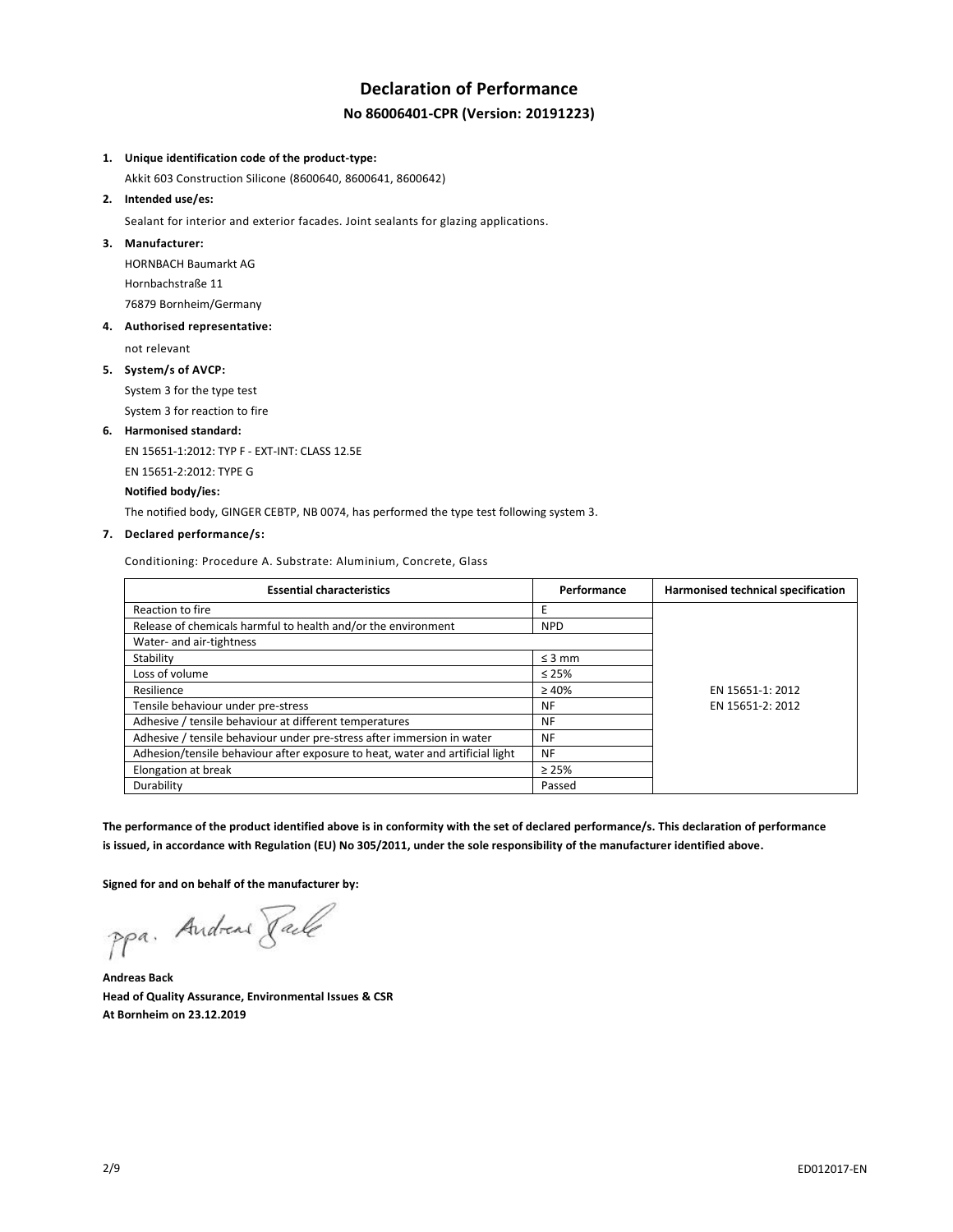# Declaration of Performance

## No 86006401-CPR (Version: 20191223)

1. **Unique identification code of the product-type:**
   Akkit 603 Construction Silicone (8600640, 8600641, 8600642)
2. **Intended use/es:**
   Sealant for interior and exterior facades. Joint sealants for glazing applications.
3. **Manufacturer:**
   HORNBACH Baumarkt AG
   Hornbachstraße 11
   76879 Bornheim/Germany
4. **Authorised representative:**
   not relevant
5. **System/s of AVCP:**
   System 3 for the type test
   System 3 for reaction to fire
6. **Harmonised standard:**
   EN 15651-1:2012: TYP F - EXT-INT: CLASS 12.5E
   EN 15651-2:2012: TYPE G
   **Notified body/ies:**
   The notified body, GINGER CEBTP, NB 0074, has performed the type test following system 3.
7. **Declared performance/s:**

Conditioning: Procedure A. Substrate: Aluminium, Concrete, Glass

| Essential characteristics | Performance | Harmonised technical specification |
|---|---|---|
| Reaction to fire | E | EN 15651-1: 2012<br>EN 15651-2: 2012 |
| Release of chemicals harmful to health and/or the environment | NPD | |
| Water- and air-tightness | | |
| Stability | ≤ 3 mm | |
| Loss of volume | ≤ 25% | |
| Resilience | ≥ 40% | |
| Tensile behaviour under pre-stress | NF | |
| Adhesive / tensile behaviour at different temperatures | NF | |
| Adhesive / tensile behaviour under pre-stress after immersion in water | NF | |
| Adhesion/tensile behaviour after exposure to heat, water and artificial light | NF | |
| Elongation at break | ≥ 25% | |
| Durability | Passed | |

**The performance of the product identified above is in conformity with the set of declared performance/s. This declaration of performance is issued, in accordance with Regulation (EU) No 305/2011, under the sole responsibility of the manufacturer identified above.**

**Signed for and on behalf of the manufacturer by:**

ppa. Andreas Back

**Andreas Back**
**Head of Quality Assurance, Environmental Issues & CSR**
**At Bornheim on 23.12.2019**

ED012017-EN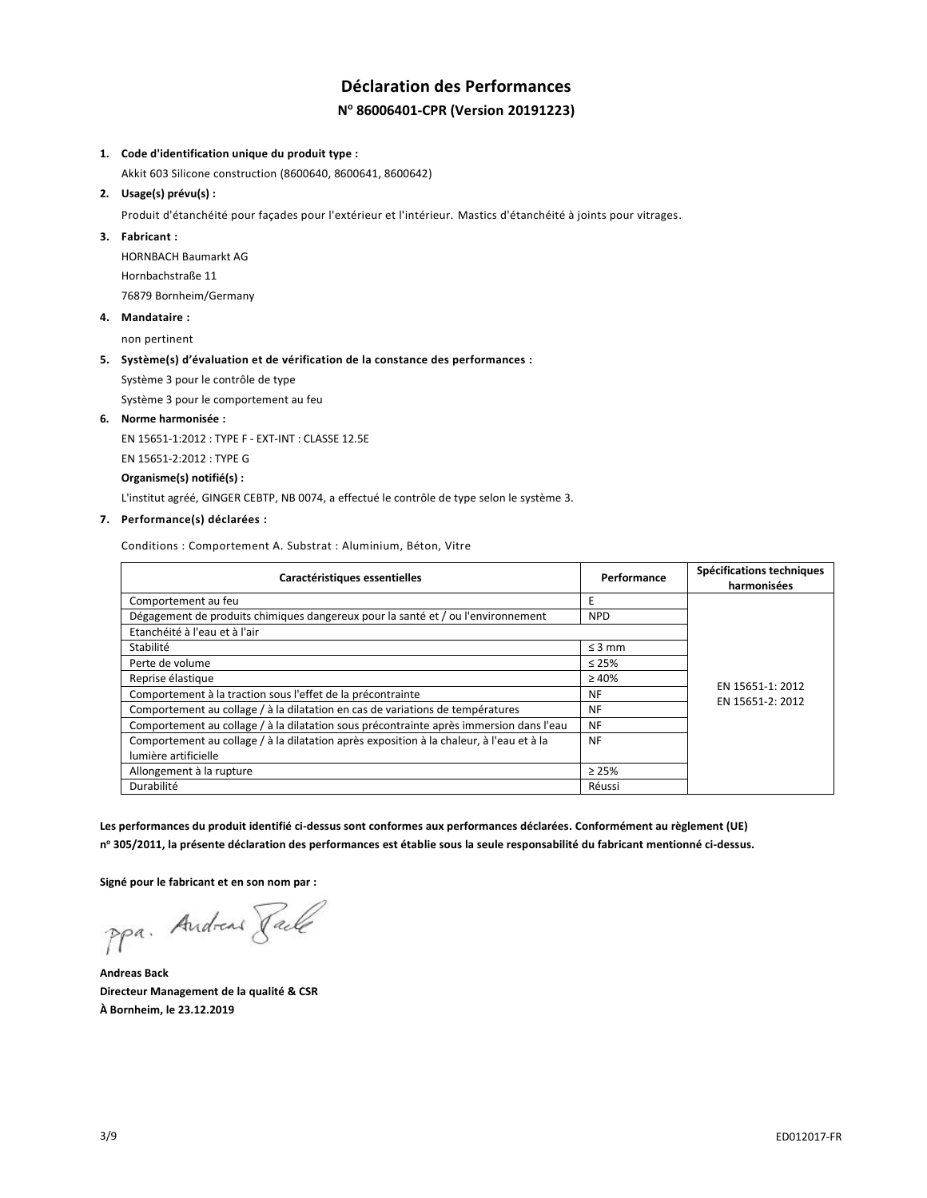# Déclaration des Performances

## N° 86006401-CPR (Version 20191223)

1. **Code d'identification unique du produit type :**

   Akkit 603 Silicone construction (8600640, 8600641, 8600642)

2. **Usage(s) prévu(s) :**

   Produit d'étanchéité pour façades pour l'extérieur et l'intérieur. Mastics d'étanchéité à joints pour vitrages.

3. **Fabricant :**

   HORNBACH Baumarkt AG

   Hornbachstraße 11

   76879 Bornheim/Germany

4. **Mandataire :**

   non pertinent

5. **Système(s) d'évaluation et de vérification de la constance des performances :**

   Système 3 pour le contrôle de type

   Système 3 pour le comportement au feu

6. **Norme harmonisée :**

   EN 15651-1:2012 : TYPE F - EXT-INT : CLASSE 12.5E

   EN 15651-2:2012 : TYPE G

   **Organisme(s) notifié(s) :**

   L'institut agréé, GINGER CEBTP, NB 0074, a effectué le contrôle de type selon le système 3.

7. **Performance(s) déclarées :**

   Conditions : Comportement A. Substrat : Aluminium, Béton, Vitre

| Caractéristiques essentielles | Performance | Spécifications techniques harmonisées |
|---|---|---|
| Comportement au feu | E | EN 15651-1: 2012<br>EN 15651-2: 2012 |
| Dégagement de produits chimiques dangereux pour la santé et / ou l'environnement | NPD | |
| Etanchéité à l'eau et à l'air | | |
| Stabilité | ≤ 3 mm | |
| Perte de volume | ≤ 25% | |
| Reprise élastique | ≥ 40% | |
| Comportement à la traction sous l'effet de la précontrainte | NF | |
| Comportement au collage / à la dilatation en cas de variations de températures | NF | |
| Comportement au collage / à la dilatation sous précontrainte après immersion dans l'eau | NF | |
| Comportement au collage / à la dilatation après exposition à la chaleur, à l'eau et à la lumière artificielle | NF | |
| Allongement à la rupture | ≥ 25% | |
| Durabilité | Réussi | |

**Les performances du produit identifié ci-dessus sont conformes aux performances déclarées. Conformément au règlement (UE) n° 305/2011, la présente déclaration des performances est établie sous la seule responsabilité du fabricant mentionné ci-dessus.**

**Signé pour le fabricant et en son nom par :**

ppa. Andreas Back

**Andreas Back**
**Directeur Management de la qualité & CSR**
**À Bornheim, le 23.12.2019**

ED012017-FR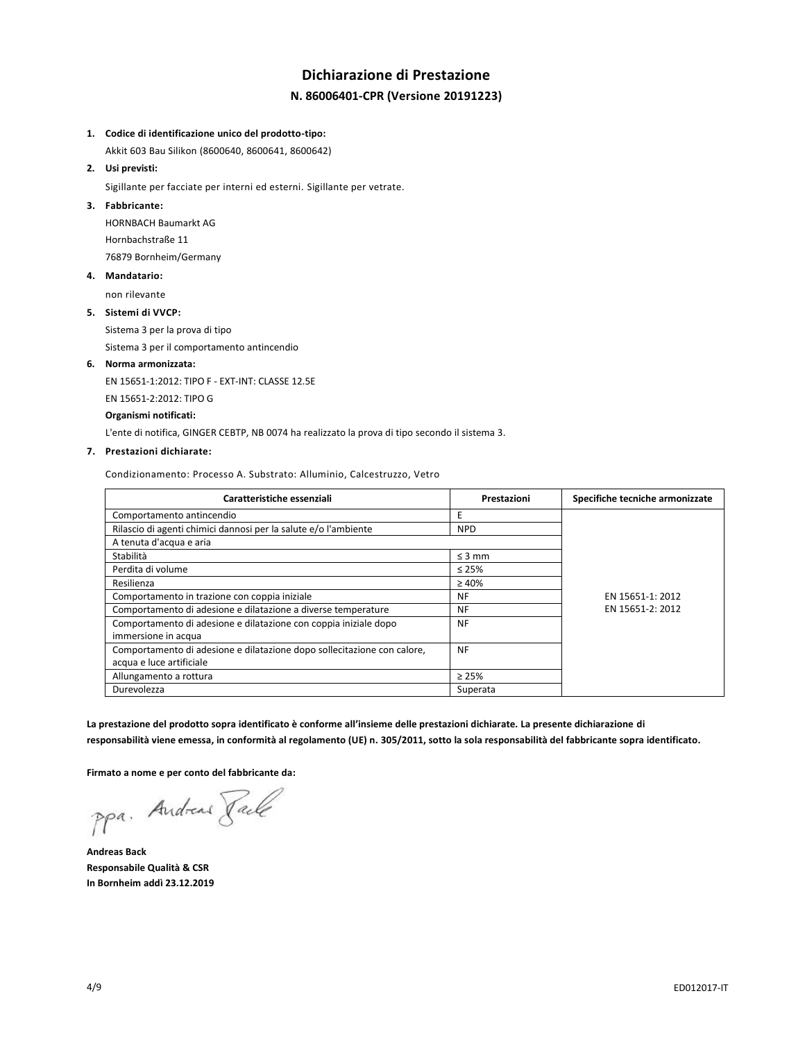# Dichiarazione di Prestazione

## N. 86006401-CPR (Versione 20191223)

1. **Codice di identificazione unico del prodotto-tipo:**

   Akkit 603 Bau Silikon (8600640, 8600641, 8600642)

2. **Usi previsti:**

   Sigillante per facciate per interni ed esterni. Sigillante per vetrate.

3. **Fabbricante:**

   HORNBACH Baumarkt AG

   Hornbachstraße 11

   76879 Bornheim/Germany

4. **Mandatario:**

   non rilevante

5. **Sistemi di VVCP:**

   Sistema 3 per la prova di tipo

   Sistema 3 per il comportamento antincendio

6. **Norma armonizzata:**

   EN 15651-1:2012: TIPO F - EXT-INT: CLASSE 12.5E

   EN 15651-2:2012: TIPO G

   **Organismi notificati:**

   L'ente di notifica, GINGER CEBTP, NB 0074 ha realizzato la prova di tipo secondo il sistema 3.

7. **Prestazioni dichiarate:**

   Condizionamento: Processo A. Substrato: Alluminio, Calcestruzzo, Vetro

| Caratteristiche essenziali | Prestazioni | Specifiche tecniche armonizzate |
|---|---|---|
| Comportamento antincendio | E | EN 15651-1: 2012<br>EN 15651-2: 2012 |
| Rilascio di agenti chimici dannosi per la salute e/o l'ambiente | NPD | |
| A tenuta d'acqua e aria | | |
| Stabilità | ≤ 3 mm | |
| Perdita di volume | ≤ 25% | |
| Resilienza | ≥ 40% | |
| Comportamento in trazione con coppia iniziale | NF | |
| Comportamento di adesione e dilatazione a diverse temperature | NF | |
| Comportamento di adesione e dilatazione con coppia iniziale dopo immersione in acqua | NF | |
| Comportamento di adesione e dilatazione dopo sollecitazione con calore, acqua e luce artificiale | NF | |
| Allungamento a rottura | ≥ 25% | |
| Durevolezza | Superata | |

**La prestazione del prodotto sopra identificato è conforme all'insieme delle prestazioni dichiarate. La presente dichiarazione di responsabilità viene emessa, in conformità al regolamento (UE) n. 305/2011, sotto la sola responsabilità del fabbricante sopra identificato.**

**Firmato a nome e per conto del fabbricante da:**

ppa. Andreas Back

**Andreas Back**
**Responsabile Qualità & CSR**
**In Bornheim addì 23.12.2019**

ED012017-IT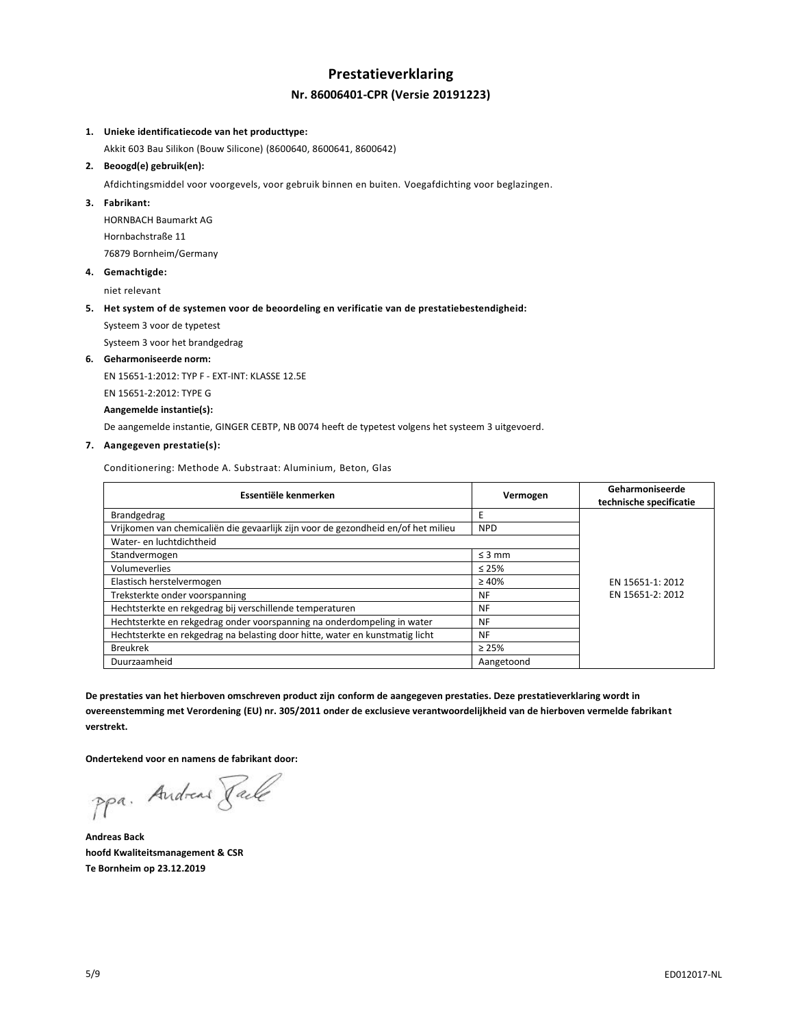# Prestatieverklaring

## Nr. 86006401-CPR (Versie 20191223)

1. **Unieke identificatiecode van het producttype:**
   
   Akkit 603 Bau Silikon (Bouw Silicone) (8600640, 8600641, 8600642)

2. **Beoogd(e) gebruik(en):**
   
   Afdichtingsmiddel voor voorgevels, voor gebruik binnen en buiten. Voegafdichting voor beglazingen.

3. **Fabrikant:**
   
   HORNBACH Baumarkt AG
   
   Hornbachstraße 11
   
   76879 Bornheim/Germany

4. **Gemachtigde:**
   
   niet relevant

5. **Het system of de systemen voor de beoordeling en verificatie van de prestatiebestendigheid:**
   
   Systeem 3 voor de typetest
   
   Systeem 3 voor het brandgedrag

6. **Geharmoniseerde norm:**
   
   EN 15651-1:2012: TYP F - EXT-INT: KLASSE 12.5E
   
   EN 15651-2:2012: TYPE G
   
   **Aangemelde instantie(s):**
   
   De aangemelde instantie, GINGER CEBTP, NB 0074 heeft de typetest volgens het systeem 3 uitgevoerd.

7. **Aangegeven prestatie(s):**
   
   Conditionering: Methode A. Substraat: Aluminium, Beton, Glas

| Essentiële kenmerken | Vermogen | Geharmoniseerde technische specificatie |
|---|---|---|
| Brandgedrag | E | EN 15651-1: 2012<br>EN 15651-2: 2012 |
| Vrijkomen van chemicaliën die gevaarlijk zijn voor de gezondheid en/of het milieu | NPD | |
| Water- en luchtdichtheid | | |
| Standvermogen | ≤ 3 mm | |
| Volumeverlies | ≤ 25% | |
| Elastisch herstelvermogen | ≥ 40% | |
| Treksterkte onder voorspanning | NF | |
| Hechtsterkte en rekgedrag bij verschillende temperaturen | NF | |
| Hechtsterkte en rekgedrag onder voorspanning na onderdompeling in water | NF | |
| Hechtsterkte en rekgedrag na belasting door hitte, water en kunstmatig licht | NF | |
| Breukrek | ≥ 25% | |
| Duurzaamheid | Aangetoond | |

**De prestaties van het hierboven omschreven product zijn conform de aangegeven prestaties. Deze prestatieverklaring wordt in overeenstemming met Verordening (EU) nr. 305/2011 onder de exclusieve verantwoordelijkheid van de hierboven vermelde fabrikant verstrekt.**

**Ondertekend voor en namens de fabrikant door:**

ppa. Andreas Back

**Andreas Back**

**hoofd Kwaliteitsmanagement & CSR**

**Te Bornheim op 23.12.2019**

ED012017-NL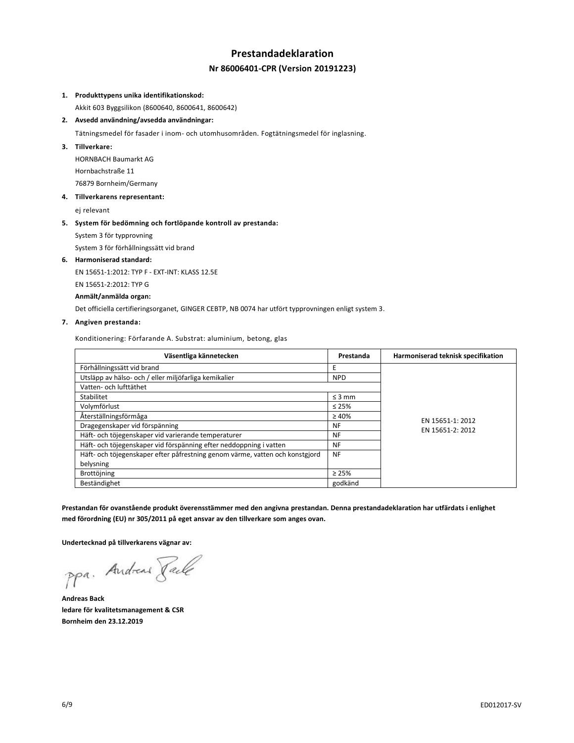# Prestandadeklaration

## Nr 86006401-CPR (Version 20191223)

1. **Produkttypens unika identifikationskod:**

   Akkit 603 Byggsilikon (8600640, 8600641, 8600642)

2. **Avsedd användning/avsedda användningar:**

   Tätningsmedel för fasader i inom- och utomhusområden. Fogtätningsmedel för inglasning.

3. **Tillverkare:**

   HORNBACH Baumarkt AG

   Hornbachstraße 11

   76879 Bornheim/Germany

4. **Tillverkarens representant:**

   ej relevant

5. **System för bedömning och fortlöpande kontroll av prestanda:**

   System 3 för typprovning

   System 3 för förhållningssätt vid brand

6. **Harmoniserad standard:**

   EN 15651-1:2012: TYP F - EXT-INT: KLASS 12.5E

   EN 15651-2:2012: TYP G

   **Anmält/anmälda organ:**

   Det officiella certifieringsorganet, GINGER CEBTP, NB 0074 har utfört typprovningen enligt system 3.

7. **Angiven prestanda:**

   Konditionering: Förfarande A. Substrat: aluminium, betong, glas

| Väsentliga kännetecken | Prestanda | Harmoniserad teknisk specifikation |
|---|---|---|
| Förhållningssätt vid brand | E | EN 15651-1: 2012<br>EN 15651-2: 2012 |
| Utsläpp av hälso- och / eller miljöfarliga kemikalier | NPD | |
| Vatten- och lufttäthet | | |
| Stabilitet | ≤ 3 mm | |
| Volymförlust | ≤ 25% | |
| Återställningsförmåga | ≥ 40% | |
| Dragegenskaper vid förspänning | NF | |
| Häft- och töjegenskaper vid varierande temperaturer | NF | |
| Häft- och töjegenskaper vid förspänning efter neddoppning i vatten | NF | |
| Häft- och töjegenskaper efter påfrestning genom värme, vatten och konstgjord belysning | NF | |
| Brottöjning | ≥ 25% | |
| Beständighet | godkänd | |

**Prestandan för ovanstående produkt överensstämmer med den angivna prestandan. Denna prestandadeklaration har utfärdats i enlighet med förordning (EU) nr 305/2011 på eget ansvar av den tillverkare som anges ovan.**

**Undertecknad på tillverkarens vägnar av:**

ppa. Andreas Back

**Andreas Back**
**ledare för kvalitetsmanagement & CSR**
**Bornheim den 23.12.2019**

ED012017-SV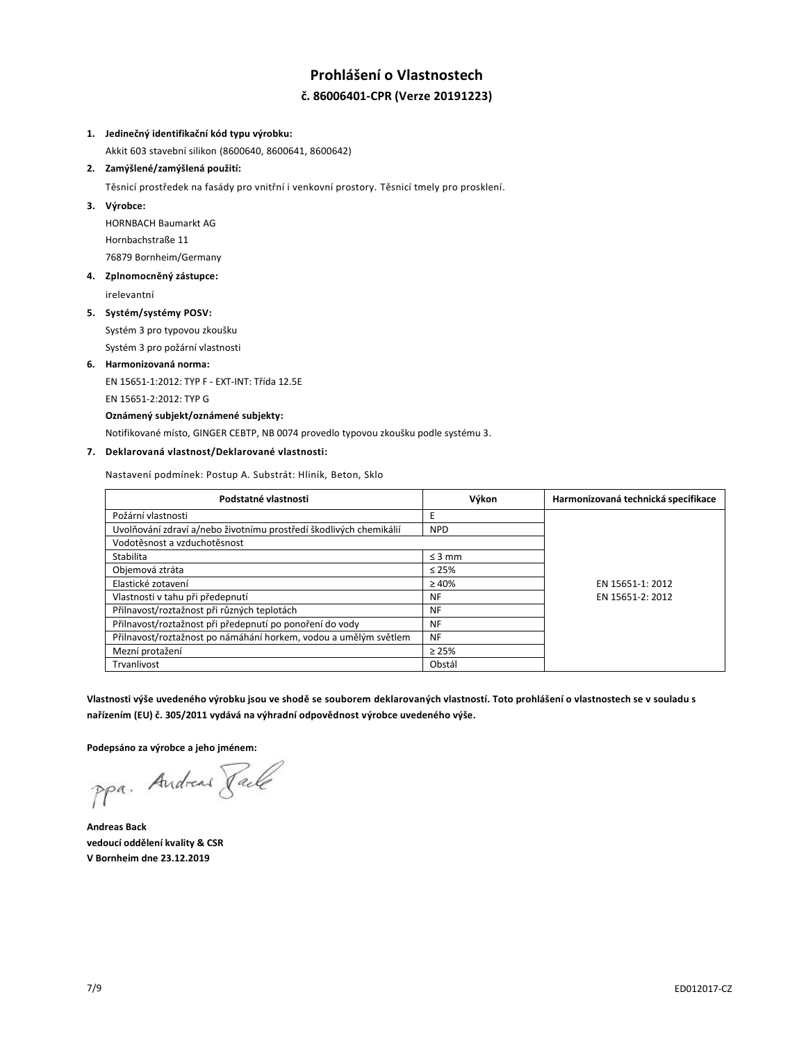# Prohlášení o Vlastnostech

## č. 86006401-CPR (Verze 20191223)

1. **Jedinečný identifikační kód typu výrobku:**

   Akkit 603 stavební silikon (8600640, 8600641, 8600642)

2. **Zamýšlené/zamýšlená použití:**

   Těsnicí prostředek na fasády pro vnitřní i venkovní prostory. Těsnicí tmely pro prosklení.

3. **Výrobce:**

   HORNBACH Baumarkt AG

   Hornbachstraße 11

   76879 Bornheim/Germany

4. **Zplnomocněný zástupce:**

   irelevantní

5. **Systém/systémy POSV:**

   Systém 3 pro typovou zkoušku

   Systém 3 pro požární vlastnosti

6. **Harmonizovaná norma:**

   EN 15651-1:2012: TYP F - EXT-INT: Třída 12.5E

   EN 15651-2:2012: TYP G

   **Oznámený subjekt/oznámené subjekty:**

   Notifikované místo, GINGER CEBTP, NB 0074 provedlo typovou zkoušku podle systému 3.

7. **Deklarovaná vlastnost/Deklarované vlastnosti:**

   Nastavení podmínek: Postup A. Substrát: Hliník, Beton, Sklo

| Podstatné vlastnosti | Výkon | Harmonizovaná technická specifikace |
|---|---|---|
| Požární vlastnosti | E | EN 15651-1: 2012<br>EN 15651-2: 2012 |
| Uvolňování zdraví a/nebo životnímu prostředí škodlivých chemikálií | NPD | |
| Vodotěsnost a vzduchotěsnost | | |
| Stabilita | ≤ 3 mm | |
| Objemová ztráta | ≤ 25% | |
| Elastické zotavení | ≥ 40% | |
| Vlastnosti v tahu při předepnutí | NF | |
| Přilnavost/roztažnost při různých teplotách | NF | |
| Přilnavost/roztažnost při předepnutí po ponoření do vody | NF | |
| Přilnavost/roztažnost po námáhání horkem, vodou a umělým světlem | NF | |
| Mezní protažení | ≥ 25% | |
| Trvanlivost | Obstál | |

**Vlastnosti výše uvedeného výrobku jsou ve shodě se souborem deklarovaných vlastností. Toto prohlášení o vlastnostech se v souladu s nařízením (EU) č. 305/2011 vydává na výhradní odpovědnost výrobce uvedeného výše.**

**Podepsáno za výrobce a jeho jménem:**

ppa. Andreas Back

**Andreas Back**
**vedoucí oddělení kvality & CSR**
**V Bornheim dne 23.12.2019**

ED012017-CZ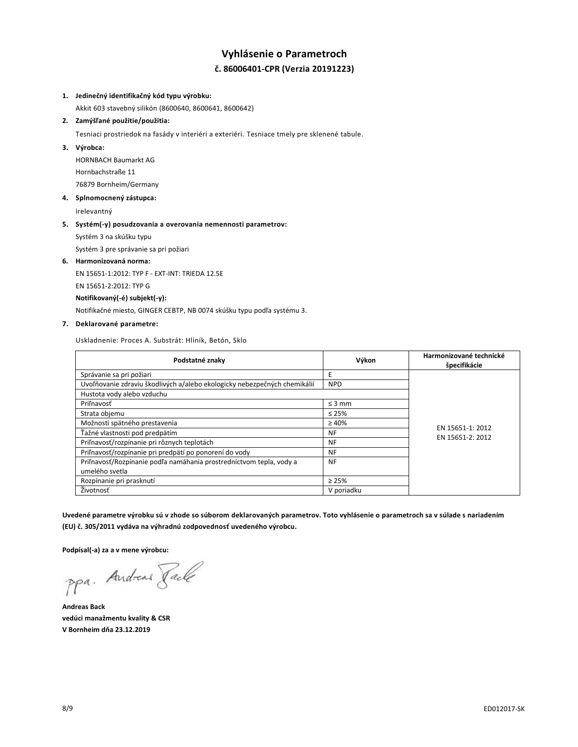# Vyhlásenie o Parametroch

## č. 86006401-CPR (Verzia 20191223)

1. **Jedinečný identifikačný kód typu výrobku:**

   Akkit 603 stavebný silikón (8600640, 8600641, 8600642)

2. **Zamýšľané použitie/použitia:**

   Tesniaci prostriedok na fasády v interiéri a exteriéri. Tesniace tmely pre sklenené tabule.

3. **Výrobca:**

   HORNBACH Baumarkt AG

   Hornbachstraße 11

   76879 Bornheim/Germany

4. **Splnomocnený zástupca:**

   irelevantný

5. **Systém(-y) posudzovania a overovania nemennosti parametrov:**

   Systém 3 na skúšku typu

   Systém 3 pre správanie sa pri požiari

6. **Harmonizovaná norma:**

   EN 15651-1:2012: TYP F - EXT-INT: TRIEDA 12.5E

   EN 15651-2:2012: TYP G

   **Notifikovaný(-é) subjekt(-y):**

   Notifikačné miesto, GINGER CEBTP, NB 0074 skúšku typu podľa systému 3.

7. **Deklarované parametre:**

   Uskladnenie: Proces A. Substrát: Hliník, Betón, Sklo

| Podstatné znaky | Výkon | Harmonizované technické špecifikácie |
|---|---|---|
| Správanie sa pri požiari | E | EN 15651-1: 2012<br>EN 15651-2: 2012 |
| Uvoľňovanie zdraviu škodlivých a/alebo ekologicky nebezpečných chemikálií | NPD | |
| Hustota vody alebo vzduchu | | |
| Priľnavosť | ≤ 3 mm | |
| Strata objemu | ≤ 25% | |
| Možnosti spätného prestavenia | ≥ 40% | |
| Ťažné vlastnosti pod predpätím | NF | |
| Priľnavosť/rozpínanie pri rôznych teplotách | NF | |
| Priľnavosť/rozpínanie pri predpätí po ponorení do vody | NF | |
| Priľnavosť/Rozpínanie podľa namáhania prostredníctvom tepla, vody a umelého svetla | NF | |
| Rozpínanie pri prasknutí | ≥ 25% | |
| Životnosť | V poriadku | |

**Uvedené parametre výrobku sú v zhode so súborom deklarovaných parametrov. Toto vyhlásenie o parametroch sa v súlade s nariadením (EU) č. 305/2011 vydáva na výhradnú zodpovednosť uvedeného výrobcu.**

**Podpísal(-a) za a v mene výrobcu:**

ppa. Andreas Back

**Andreas Back**
**vedúci manažmentu kvality & CSR**
**V Bornheim dňa 23.12.2019**

ED012017-SK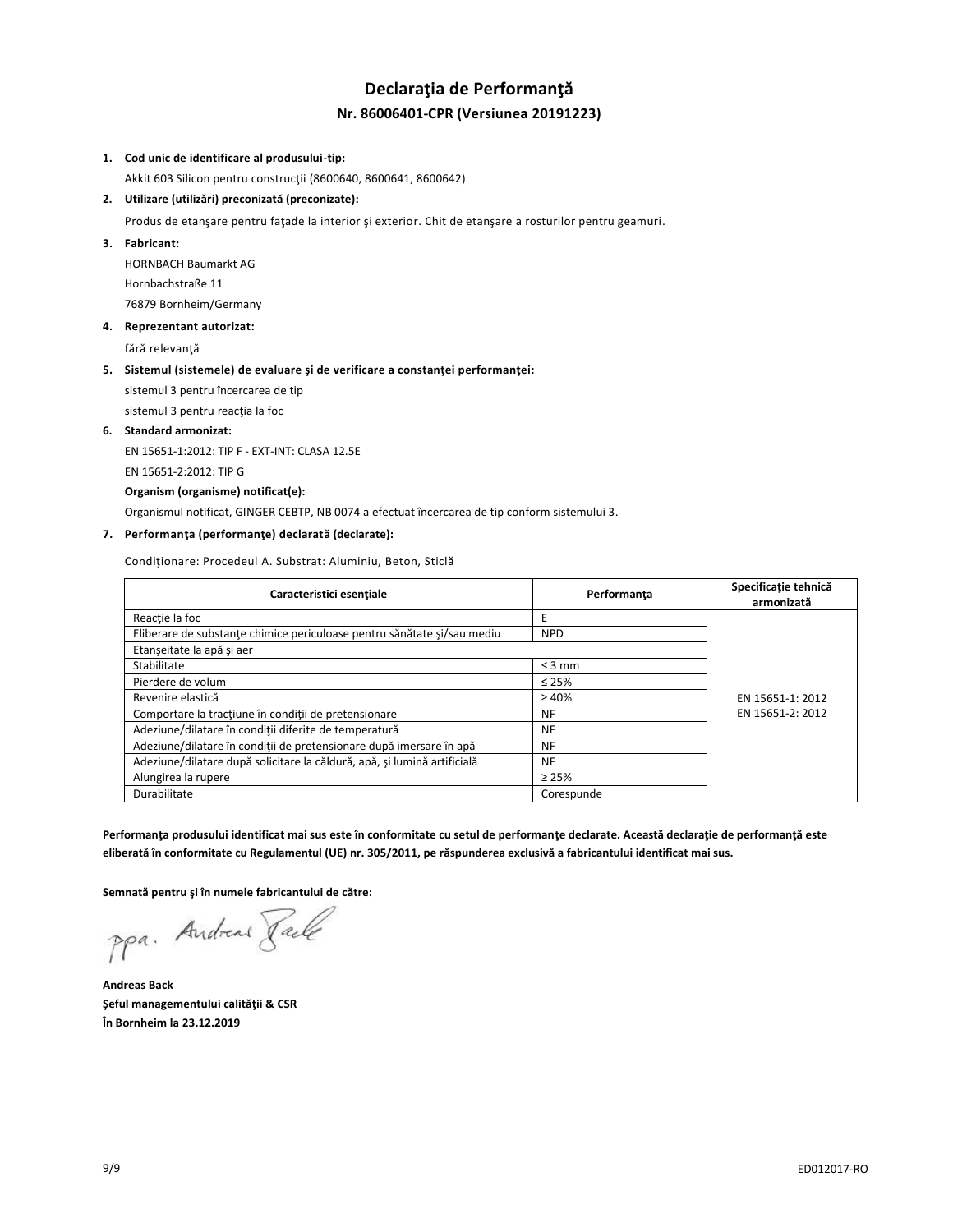# Declaraţia de Performanţă

## Nr. 86006401-CPR (Versiunea 20191223)

1. **Cod unic de identificare al produsului-tip:**

   Akkit 603 Silicon pentru construcţii (8600640, 8600641, 8600642)

2. **Utilizare (utilizări) preconizată (preconizate):**

   Produs de etanşare pentru faţade la interior şi exterior. Chit de etanşare a rosturilor pentru geamuri.

3. **Fabricant:**

   HORNBACH Baumarkt AG

   Hornbachstraße 11

   76879 Bornheim/Germany

4. **Reprezentant autorizat:**

   fără relevanţă

5. **Sistemul (sistemele) de evaluare şi de verificare a constanţei performanţei:**

   sistemul 3 pentru încercarea de tip

   sistemul 3 pentru reacţia la foc

6. **Standard armonizat:**

   EN 15651-1:2012: TIP F - EXT-INT: CLASA 12.5E

   EN 15651-2:2012: TIP G

   **Organism (organisme) notificat(e):**

   Organismul notificat, GINGER CEBTP, NB 0074 a efectuat încercarea de tip conform sistemului 3.

7. **Performanţa (performanţe) declarată (declarate):**

   Condiţionare: Procedeul A. Substrat: Aluminiu, Beton, Sticlă

| Caracteristici esenţiale | Performanţa | Specificaţie tehnică armonizată |
|---|---|---|
| Reacţie la foc | E | EN 15651-1: 2012<br>EN 15651-2: 2012 |
| Eliberare de substanţe chimice periculoase pentru sănătate şi/sau mediu | NPD | |
| Etanşeitate la apă şi aer | | |
| Stabilitate | ≤ 3 mm | |
| Pierdere de volum | ≤ 25% | |
| Revenire elastică | ≥ 40% | |
| Comportare la tracţiune în condiţii de pretensionare | NF | |
| Adeziune/dilatare în condiţii diferite de temperatură | NF | |
| Adeziune/dilatare în condiţii de pretensionare după imersare în apă | NF | |
| Adeziune/dilatare după solicitare la căldură, apă, şi lumină artificială | NF | |
| Alungirea la rupere | ≥ 25% | |
| Durabilitate | Corespunde | |

**Performanţa produsului identificat mai sus este în conformitate cu setul de performanţe declarate. Această declaraţie de performanţă este eliberată în conformitate cu Regulamentul (UE) nr. 305/2011, pe răspunderea exclusivă a fabricantului identificat mai sus.**

**Semnată pentru şi în numele fabricantului de către:**

ppa. Andreas Back

**Andreas Back**

**Şeful managementului calităţii & CSR**

**În Bornheim la 23.12.2019**

ED012017-RO